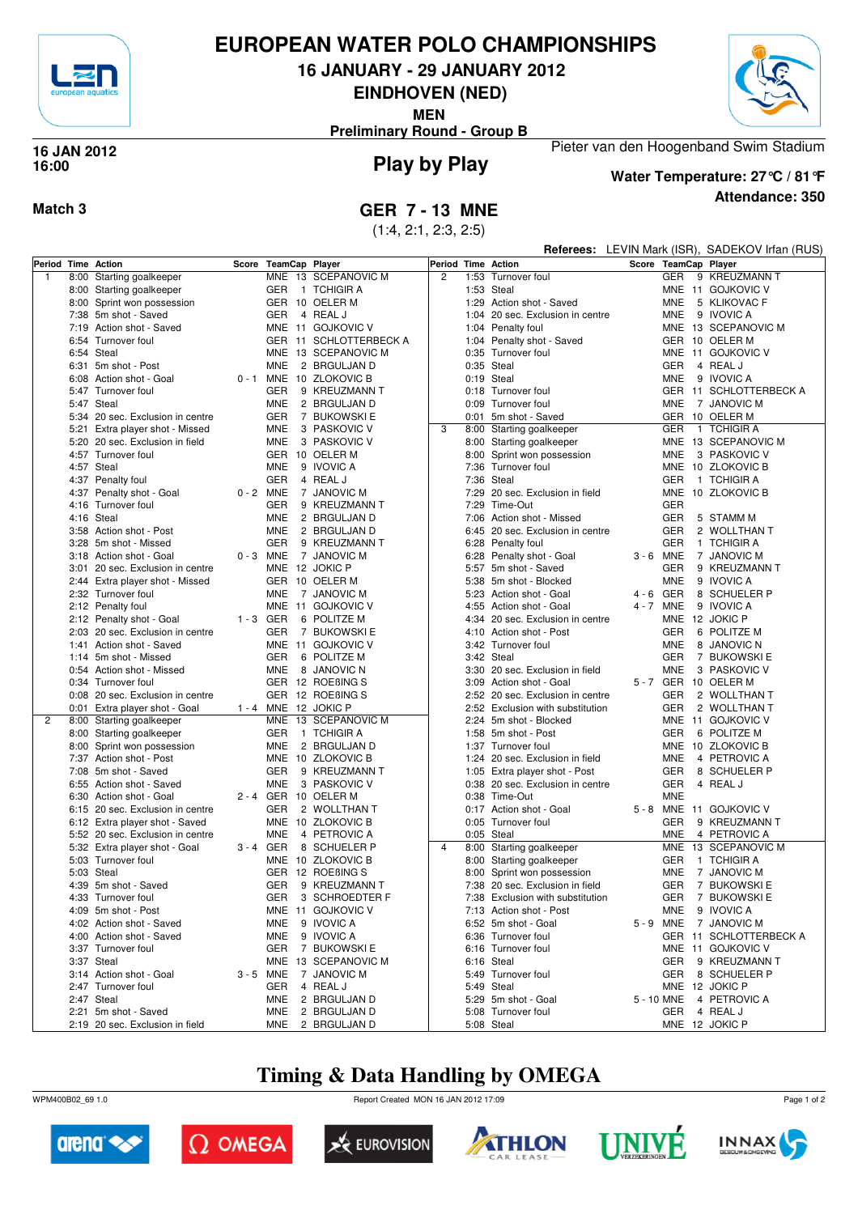# EUROPEAN WATER POLO CHAMPIONSHIPS

## 16 JANUARY - 29 JANUARY 2012

## EINDHOVEN (NED)

### MEN

### Preliminary Round - Group B

**16 JAN 2012**
**16:00**

## Play by Play

Pieter van den Hoogenband Swim Stadium

**Water Temperature: 27°C / 81°F**

**Attendance: 350**

**Match 3**

## GER 7 - 13 MNE

(1:4, 2:1, 2:3, 2:5)

**Referees:** LEVIN Mark (ISR), SADEKOV Irfan (RUS)

| Period | Time | Action | Score | TeamCap | Player |
|---|---|---|---|---|---|
| 1 | 8:00 | Starting goalkeeper | | MNE 13 | SCEPANOVIC M |
| | 8:00 | Starting goalkeeper | | GER 1 | TCHIGIR A |
| | 8:00 | Sprint won possession | | GER 10 | OELER M |
| | 7:38 | 5m shot - Saved | | GER 4 | REAL J |
| | 7:19 | Action shot - Saved | | MNE 11 | GOJKOVIC V |
| | 6:54 | Turnover foul | | GER 11 | SCHLOTTERBECK A |
| | 6:54 | Steal | | MNE 13 | SCEPANOVIC M |
| | 6:31 | 5m shot - Post | | MNE 2 | BRGULJAN D |
| | 6:08 | Action shot - Goal | 0 - 1 | MNE 10 | ZLOKOVIC B |
| | 5:47 | Turnover foul | | GER 9 | KREUZMANN T |
| | 5:47 | Steal | | MNE 2 | BRGULJAN D |
| | 5:34 | 20 sec. Exclusion in centre | | GER 7 | BUKOWSKI E |
| | 5:21 | Extra player shot - Missed | | MNE 3 | PASKOVIC V |
| | 5:20 | 20 sec. Exclusion in field | | MNE 3 | PASKOVIC V |
| | 4:57 | Turnover foul | | GER 10 | OELER M |
| | 4:57 | Steal | | MNE 9 | IVOVIC A |
| | 4:37 | Penalty foul | | GER 4 | REAL J |
| | 4:37 | Penalty shot - Goal | 0 - 2 | MNE 7 | JANOVIC M |
| | 4:16 | Turnover foul | | GER 9 | KREUZMANN T |
| | 4:16 | Steal | | MNE 2 | BRGULJAN D |
| | 3:58 | Action shot - Post | | MNE 2 | BRGULJAN D |
| | 3:28 | 5m shot - Missed | | GER 9 | KREUZMANN T |
| | 3:18 | Action shot - Goal | 0 - 3 | MNE 7 | JANOVIC M |
| | 3:01 | 20 sec. Exclusion in centre | | MNE 12 | JOKIC P |
| | 2:44 | Extra player shot - Missed | | GER 10 | OELER M |
| | 2:32 | Turnover foul | | MNE 7 | JANOVIC M |
| | 2:12 | Penalty foul | | MNE 11 | GOJKOVIC V |
| | 2:12 | Penalty shot - Goal | 1 - 3 | GER 6 | POLITZE M |
| | 2:03 | 20 sec. Exclusion in centre | | GER 7 | BUKOWSKI E |
| | 1:41 | Action shot - Saved | | MNE 11 | GOJKOVIC V |
| | 1:14 | 5m shot - Missed | | GER 6 | POLITZE M |
| | 0:54 | Action shot - Missed | | MNE 8 | JANOVIC N |
| | 0:34 | Turnover foul | | GER 12 | ROEßING S |
| | 0:08 | 20 sec. Exclusion in centre | | GER 12 | ROEßING S |
| | 0:01 | Extra player shot - Goal | 1 - 4 | MNE 12 | JOKIC P |
| 2 | 8:00 | Starting goalkeeper | | MNE 13 | SCEPANOVIC M |
| | 8:00 | Starting goalkeeper | | GER 1 | TCHIGIR A |
| | 8:00 | Sprint won possession | | MNE 2 | BRGULJAN D |
| | 7:37 | Action shot - Post | | MNE 10 | ZLOKOVIC B |
| | 7:08 | 5m shot - Saved | | GER 9 | KREUZMANN T |
| | 6:55 | Action shot - Saved | | MNE 3 | PASKOVIC V |
| | 6:30 | Action shot - Goal | 2 - 4 | GER 10 | OELER M |
| | 6:15 | 20 sec. Exclusion in centre | | GER 2 | WOLLTHAN T |
| | 6:12 | Extra player shot - Saved | | MNE 10 | ZLOKOVIC B |
| | 5:52 | 20 sec. Exclusion in centre | | MNE 4 | PETROVIC A |
| | 5:32 | Extra player shot - Goal | 3 - 4 | GER 8 | SCHUELER P |
| | 5:03 | Turnover foul | | MNE 10 | ZLOKOVIC B |
| | 5:03 | Steal | | GER 12 | ROEßING S |
| | 4:39 | 5m shot - Saved | | GER 9 | KREUZMANN T |
| | 4:33 | Turnover foul | | GER 3 | SCHROEDTER F |
| | 4:09 | 5m shot - Post | | MNE 11 | GOJKOVIC V |
| | 4:02 | Action shot - Saved | | MNE 9 | IVOVIC A |
| | 4:00 | Action shot - Saved | | MNE 9 | IVOVIC A |
| | 3:37 | Turnover foul | | GER 7 | BUKOWSKI E |
| | 3:37 | Steal | | MNE 13 | SCEPANOVIC M |
| | 3:14 | Action shot - Goal | 3 - 5 | MNE 7 | JANOVIC M |
| | 2:47 | Turnover foul | | GER 4 | REAL J |
| | 2:47 | Steal | | MNE 2 | BRGULJAN D |
| | 2:21 | 5m shot - Saved | | MNE 2 | BRGULJAN D |
| | 2:19 | 20 sec. Exclusion in field | | MNE 2 | BRGULJAN D |
| 2 | 1:53 | Turnover foul | | GER 9 | KREUZMANN T |
| | 1:53 | Steal | | MNE 11 | GOJKOVIC V |
| | 1:29 | Action shot - Saved | | MNE 5 | KLIKOVAC F |
| | 1:04 | 20 sec. Exclusion in centre | | MNE 9 | IVOVIC A |
| | 1:04 | Penalty foul | | MNE 13 | SCEPANOVIC M |
| | 1:04 | Penalty shot - Saved | | GER 10 | OELER M |
| | 0:35 | Turnover foul | | MNE 11 | GOJKOVIC V |
| | 0:35 | Steal | | GER 4 | REAL J |
| | 0:19 | Steal | | MNE 9 | IVOVIC A |
| | 0:18 | Turnover foul | | GER 11 | SCHLOTTERBECK A |
| | 0:09 | Turnover foul | | MNE 7 | JANOVIC M |
| | 0:01 | 5m shot - Saved | | GER 10 | OELER M |
| 3 | 8:00 | Starting goalkeeper | | GER 1 | TCHIGIR A |
| | 8:00 | Starting goalkeeper | | MNE 13 | SCEPANOVIC M |
| | 8:00 | Sprint won possession | | MNE 3 | PASKOVIC V |
| | 7:36 | Turnover foul | | MNE 10 | ZLOKOVIC B |
| | 7:36 | Steal | | GER 1 | TCHIGIR A |
| | 7:29 | 20 sec. Exclusion in field | | MNE 10 | ZLOKOVIC B |
| | 7:29 | Time-Out | | GER | |
| | 7:06 | Action shot - Missed | | GER 5 | STAMM M |
| | 6:45 | 20 sec. Exclusion in centre | | GER 2 | WOLLTHAN T |
| | 6:28 | Penalty foul | | GER 1 | TCHIGIR A |
| | 6:28 | Penalty shot - Goal | 3 - 6 | MNE 7 | JANOVIC M |
| | 5:57 | 5m shot - Saved | | GER 9 | KREUZMANN T |
| | 5:38 | 5m shot - Blocked | | MNE 9 | IVOVIC A |
| | 5:23 | Action shot - Goal | 4 - 6 | GER 8 | SCHUELER P |
| | 4:55 | Action shot - Goal | 4 - 7 | MNE 9 | IVOVIC A |
| | 4:34 | 20 sec. Exclusion in centre | | MNE 12 | JOKIC P |
| | 4:10 | Action shot - Post | | GER 6 | POLITZE M |
| | 3:42 | Turnover foul | | MNE 8 | JANOVIC N |
| | 3:42 | Steal | | GER 7 | BUKOWSKI E |
| | 3:30 | 20 sec. Exclusion in field | | MNE 3 | PASKOVIC V |
| | 3:09 | Action shot - Goal | 5 - 7 | GER 10 | OELER M |
| | 2:52 | 20 sec. Exclusion in centre | | GER 2 | WOLLTHAN T |
| | 2:52 | Exclusion with substitution | | GER 2 | WOLLTHAN T |
| | 2:24 | 5m shot - Blocked | | MNE 11 | GOJKOVIC V |
| | 1:58 | 5m shot - Post | | GER 6 | POLITZE M |
| | 1:37 | Turnover foul | | MNE 10 | ZLOKOVIC B |
| | 1:24 | 20 sec. Exclusion in field | | MNE 4 | PETROVIC A |
| | 1:05 | Extra player shot - Post | | GER 8 | SCHUELER P |
| | 0:38 | 20 sec. Exclusion in centre | | GER 4 | REAL J |
| | 0:38 | Time-Out | | MNE | |
| | 0:17 | Action shot - Goal | 5 - 8 | MNE 11 | GOJKOVIC V |
| | 0:05 | Turnover foul | | GER 9 | KREUZMANN T |
| | 0:05 | Steal | | MNE 4 | PETROVIC A |
| 4 | 8:00 | Starting goalkeeper | | MNE 13 | SCEPANOVIC M |
| | 8:00 | Starting goalkeeper | | GER 1 | TCHIGIR A |
| | 8:00 | Sprint won possession | | MNE 7 | JANOVIC M |
| | 7:38 | 20 sec. Exclusion in field | | GER 7 | BUKOWSKI E |
| | 7:38 | Exclusion with substitution | | GER 7 | BUKOWSKI E |
| | 7:13 | Action shot - Post | | MNE 9 | IVOVIC A |
| | 6:52 | 5m shot - Goal | 5 - 9 | MNE 7 | JANOVIC M |
| | 6:36 | Turnover foul | | GER 11 | SCHLOTTERBECK A |
| | 6:16 | Turnover foul | | MNE 11 | GOJKOVIC V |
| | 6:16 | Steal | | GER 9 | KREUZMANN T |
| | 5:49 | Turnover foul | | GER 8 | SCHUELER P |
| | 5:49 | Steal | | MNE 12 | JOKIC P |
| | 5:29 | 5m shot - Goal | 5 - 10 | MNE 4 | PETROVIC A |
| | 5:08 | Turnover foul | | GER 4 | REAL J |
| | 5:08 | Steal | | MNE 12 | JOKIC P |

**Timing & Data Handling by OMEGA**

WPM400B02_69 1.0 Report Created MON 16 JAN 2012 17:09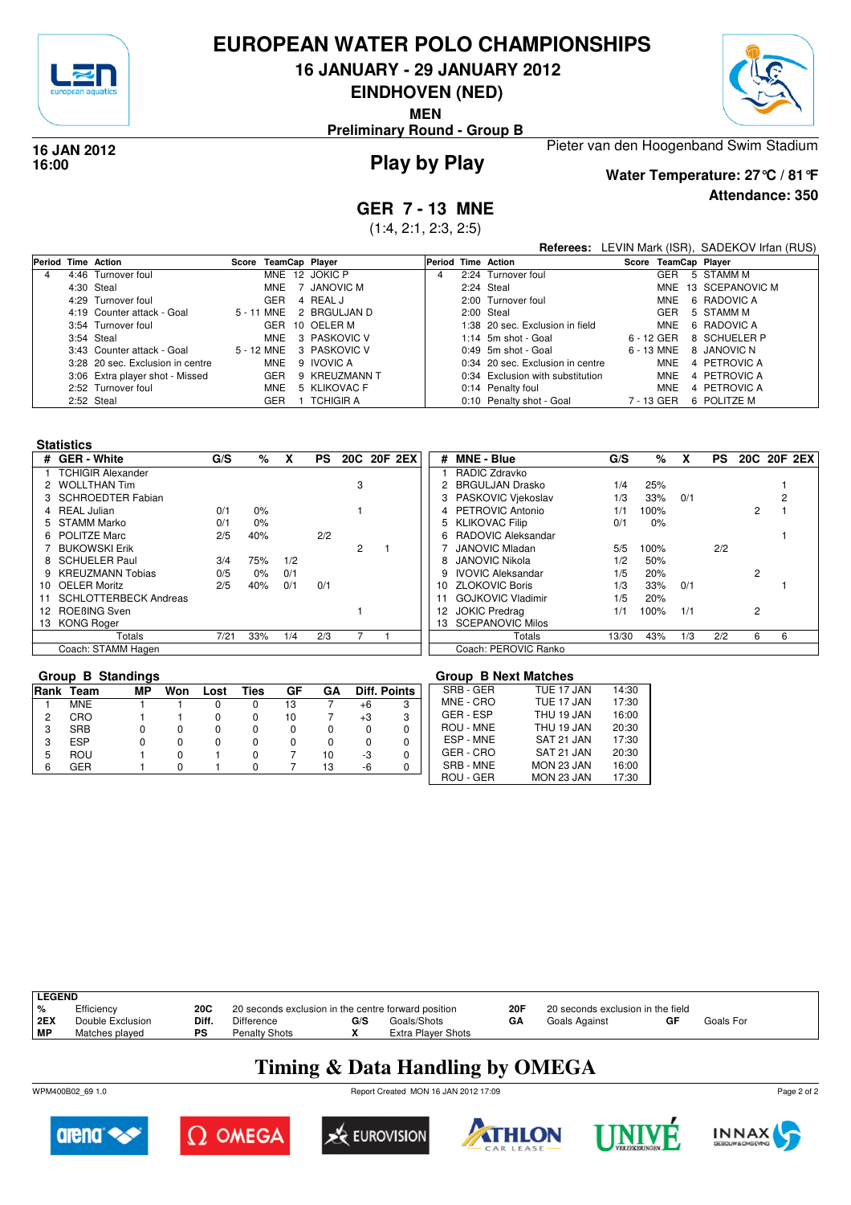# EUROPEAN WATER POLO CHAMPIONSHIPS

## 16 JANUARY - 29 JANUARY 2012

## EINDHOVEN (NED)

**MEN**

**Preliminary Round - Group B**

**16 JAN 2012**
**16:00**

## Play by Play

Pieter van den Hoogenband Swim Stadium

**Water Temperature: 27°C / 81°F**

**Attendance: 350**

## GER 7 - 13 MNE

(1:4, 2:1, 2:3, 2:5)

**Referees:** LEVIN Mark (ISR), SADEKOV Irfan (RUS)

| Period | Time | Action | Score | TeamCap | Player |
|---|---|---|---|---|---|
| 4 | 4:46 | Turnover foul | | MNE 12 | JOKIC P |
| | 4:30 | Steal | | MNE 7 | JANOVIC M |
| | 4:29 | Turnover foul | | GER 4 | REAL J |
| | 4:19 | Counter attack - Goal | 5 - 11 | MNE 2 | BRGULJAN D |
| | 3:54 | Turnover foul | | GER 10 | OELER M |
| | 3:54 | Steal | | MNE 3 | PASKOVIC V |
| | 3:43 | Counter attack - Goal | 5 - 12 | MNE 3 | PASKOVIC V |
| | 3:28 | 20 sec. Exclusion in centre | | MNE 9 | IVOVIC A |
| | 3:06 | Extra player shot - Missed | | GER 9 | KREUZMANN T |
| | 2:52 | Turnover foul | | MNE 5 | KLIKOVAC F |
| | 2:52 | Steal | | GER 1 | TCHIGIR A |
| 4 | 2:24 | Turnover foul | | GER 5 | STAMM M |
| | 2:24 | Steal | | MNE 13 | SCEPANOVIC M |
| | 2:00 | Turnover foul | | MNE 6 | RADOVIC A |
| | 2:00 | Steal | | GER 5 | STAMM M |
| | 1:38 | 20 sec. Exclusion in field | | MNE 6 | RADOVIC A |
| | 1:14 | 5m shot - Goal | 6 - 12 | GER 8 | SCHUELER P |
| | 0:49 | 5m shot - Goal | 6 - 13 | MNE 8 | JANOVIC N |
| | 0:34 | 20 sec. Exclusion in centre | | MNE 4 | PETROVIC A |
| | 0:34 | Exclusion with substitution | | MNE 4 | PETROVIC A |
| | 0:14 | Penalty foul | | MNE 4 | PETROVIC A |
| | 0:10 | Penalty shot - Goal | 7 - 13 | GER 6 | POLITZE M |

### Statistics

| # | GER - White | G/S | % | X | PS | 20C | 20F | 2EX |
|---|---|---|---|---|---|---|---|---|
| 1 | TCHIGIR Alexander | | | | | | | |
| 2 | WOLLTHAN Tim | | | | | 3 | | |
| 3 | SCHROEDTER Fabian | | | | | | | |
| 4 | REAL Julian | 0/1 | 0% | | | 1 | | |
| 5 | STAMM Marko | 0/1 | 0% | | | | | |
| 6 | POLITZE Marc | 2/5 | 40% | | 2/2 | | | |
| 7 | BUKOWSKI Erik | | | | | 2 | 1 | |
| 8 | SCHUELER Paul | 3/4 | 75% | 1/2 | | | | |
| 9 | KREUZMANN Tobias | 0/5 | 0% | 0/1 | | | | |
| 10 | OELER Moritz | 2/5 | 40% | 0/1 | 0/1 | | | |
| 11 | SCHLOTTERBECK Andreas | | | | | | | |
| 12 | ROEßING Sven | | | | | 1 | | |
| 13 | KONG Roger | | | | | | | |
| | Totals | 7/21 | 33% | 1/4 | 2/3 | 7 | 1 | |
| | Coach: STAMM Hagen | | | | | | | |

| # | MNE - Blue | G/S | % | X | PS | 20C | 20F | 2EX |
|---|---|---|---|---|---|---|---|---|
| 1 | RADIC Zdravko | | | | | | | |
| 2 | BRGULJAN Drasko | 1/4 | 25% | | | | 1 | |
| 3 | PASKOVIC Vjekoslav | 1/3 | 33% | 0/1 | | | 2 | |
| 4 | PETROVIC Antonio | 1/1 | 100% | | | 2 | 1 | |
| 5 | KLIKOVAC Filip | 0/1 | 0% | | | | | |
| 6 | RADOVIC Aleksandar | | | | | | 1 | |
| 7 | JANOVIC Mladan | 5/5 | 100% | | 2/2 | | | |
| 8 | JANOVIC Nikola | 1/2 | 50% | | | | | |
| 9 | IVOVIC Aleksandar | 1/5 | 20% | | | 2 | | |
| 10 | ZLOKOVIC Boris | 1/3 | 33% | 0/1 | | | 1 | |
| 11 | GOJKOVIC Vladimir | 1/5 | 20% | | | | | |
| 12 | JOKIC Predrag | 1/1 | 100% | 1/1 | | 2 | | |
| 13 | SCEPANOVIC Milos | | | | | | | |
| | Totals | 13/30 | 43% | 1/3 | 2/2 | 6 | 6 | |
| | Coach: PEROVIC Ranko | | | | | | | |

### Group B Standings

| Rank | Team | MP | Won | Lost | Ties | GF | GA | Diff. | Points |
|---|---|---|---|---|---|---|---|---|---|
| 1 | MNE | 1 | 1 | 0 | 0 | 13 | 7 | +6 | 3 |
| 2 | CRO | 1 | 1 | 0 | 0 | 10 | 7 | +3 | 3 |
| 3 | SRB | 0 | 0 | 0 | 0 | 0 | 0 | 0 | 0 |
| 3 | ESP | 0 | 0 | 0 | 0 | 0 | 0 | 0 | 0 |
| 5 | ROU | 1 | 0 | 1 | 0 | 7 | 10 | -3 | 0 |
| 6 | GER | 1 | 0 | 1 | 0 | 7 | 13 | -6 | 0 |

### Group B Next Matches

| | | |
|---|---|---|
| SRB - GER | TUE 17 JAN | 14:30 |
| MNE - CRO | TUE 17 JAN | 17:30 |
| GER - ESP | THU 19 JAN | 16:00 |
| ROU - MNE | THU 19 JAN | 20:30 |
| ESP - MNE | SAT 21 JAN | 17:30 |
| GER - CRO | SAT 21 JAN | 20:30 |
| SRB - MNE | MON 23 JAN | 16:00 |
| ROU - GER | MON 23 JAN | 17:30 |

**LEGEND**

| | | | | | | | |
|---|---|---|---|---|---|---|---|
| % | Efficiency | 20C | 20 seconds exclusion in the centre forward position | | | 20F | 20 seconds exclusion in the field |
| 2EX | Double Exclusion | Diff. | Difference | G/S | Goals/Shots | GA | Goals Against |
| MP | Matches played | PS | Penalty Shots | X | Extra Player Shots | GF | Goals For |

## Timing & Data Handling by OMEGA

WPM400B02_69 1.0 — Report Created MON 16 JAN 2012 17:09